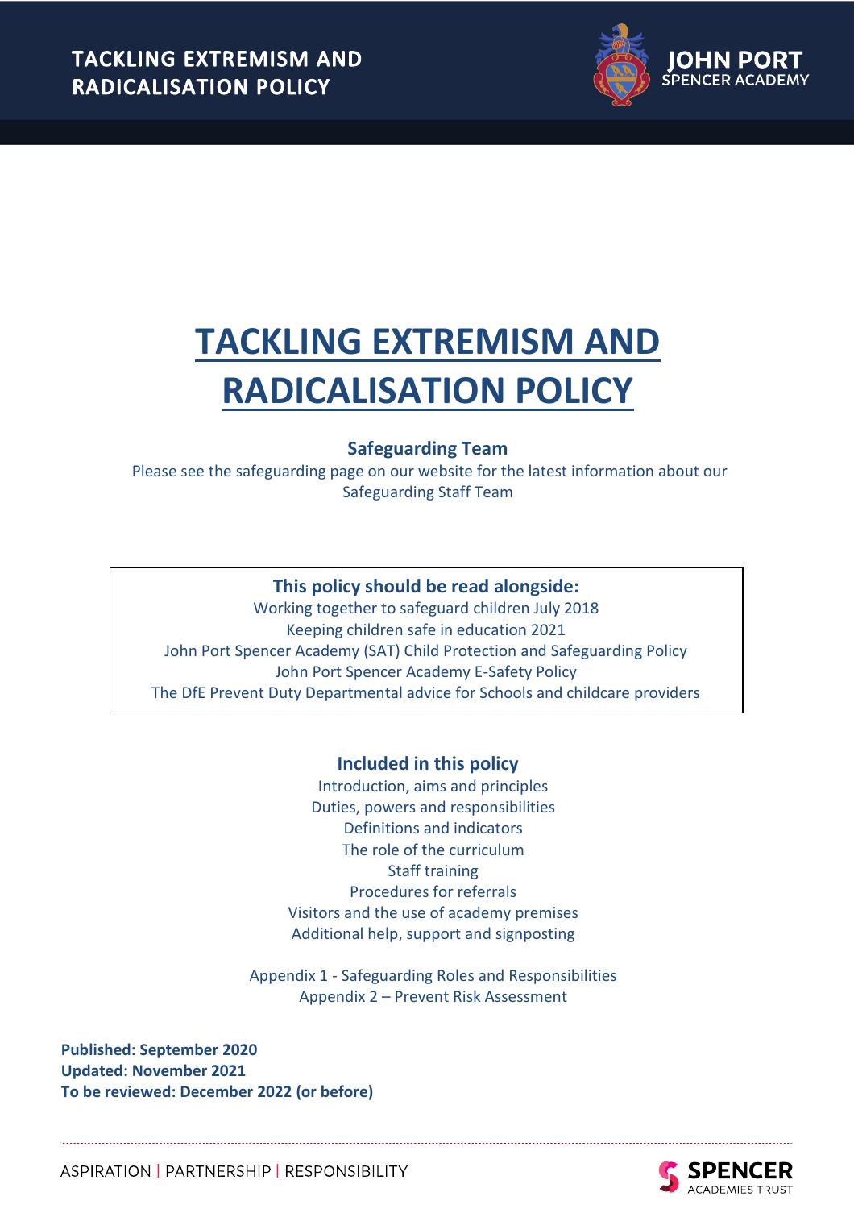# TACKLING EXTREMISM AND RADICALISATION POLICY

**Safeguarding Team**

Please see the safeguarding page on our website for the latest information about our Safeguarding Staff Team

**This policy should be read alongside:**

Working together to safeguard children July 2018
Keeping children safe in education 2021
John Port Spencer Academy (SAT) Child Protection and Safeguarding Policy
John Port Spencer Academy E-Safety Policy
The DfE Prevent Duty Departmental advice for Schools and childcare providers

**Included in this policy**

Introduction, aims and principles
Duties, powers and responsibilities
Definitions and indicators
The role of the curriculum
Staff training
Procedures for referrals
Visitors and the use of academy premises
Additional help, support and signposting

Appendix 1 - Safeguarding Roles and Responsibilities
Appendix 2 – Prevent Risk Assessment

**Published: September 2020**
**Updated: November 2021**
**To be reviewed: December 2022 (or before)**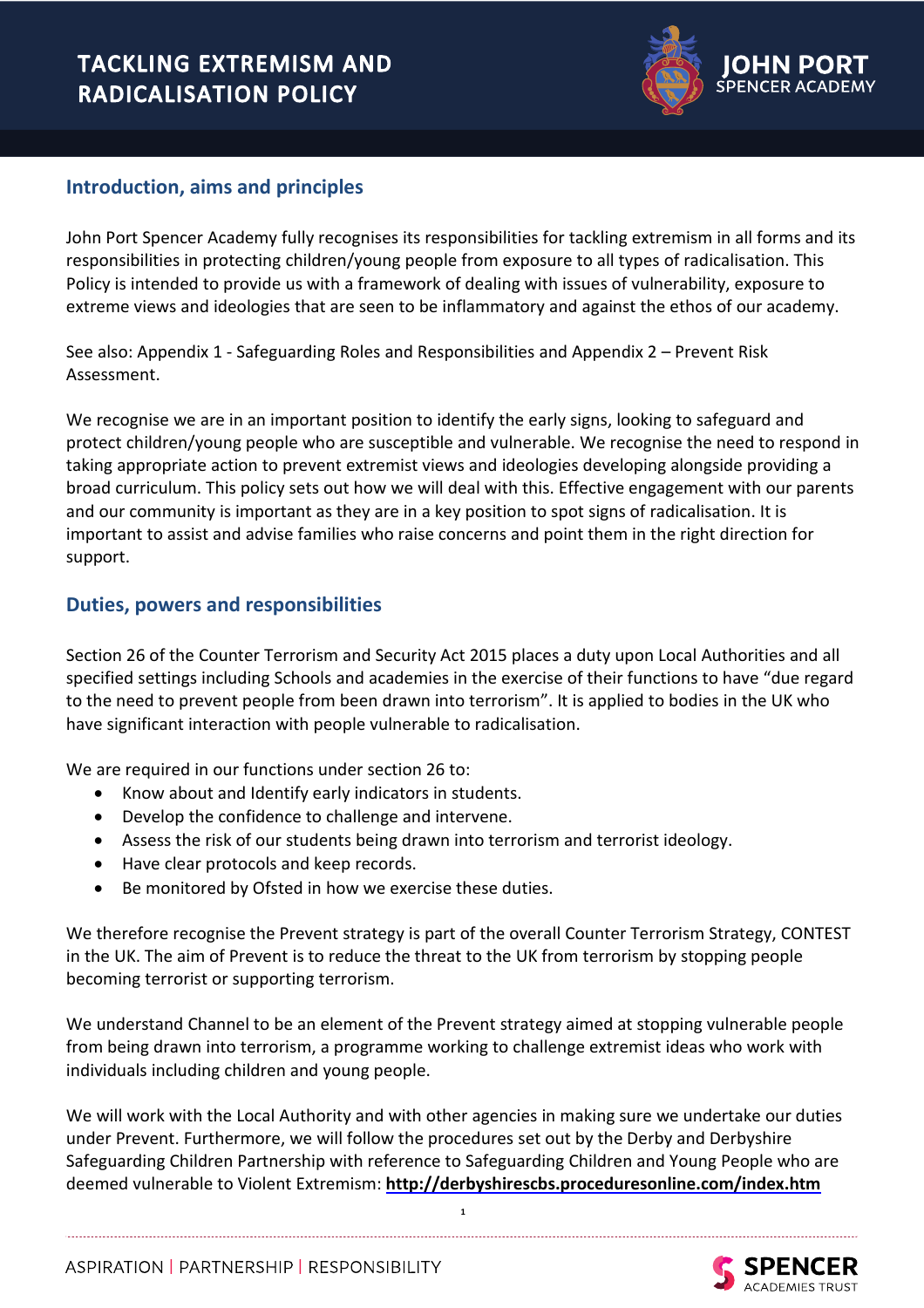# TACKLING EXTREMISM AND RADICALISATION POLICY

## Introduction, aims and principles

John Port Spencer Academy fully recognises its responsibilities for tackling extremism in all forms and its responsibilities in protecting children/young people from exposure to all types of radicalisation. This Policy is intended to provide us with a framework of dealing with issues of vulnerability, exposure to extreme views and ideologies that are seen to be inflammatory and against the ethos of our academy.

See also: Appendix 1 - Safeguarding Roles and Responsibilities and Appendix 2 – Prevent Risk Assessment.

We recognise we are in an important position to identify the early signs, looking to safeguard and protect children/young people who are susceptible and vulnerable. We recognise the need to respond in taking appropriate action to prevent extremist views and ideologies developing alongside providing a broad curriculum. This policy sets out how we will deal with this. Effective engagement with our parents and our community is important as they are in a key position to spot signs of radicalisation. It is important to assist and advise families who raise concerns and point them in the right direction for support.

## Duties, powers and responsibilities

Section 26 of the Counter Terrorism and Security Act 2015 places a duty upon Local Authorities and all specified settings including Schools and academies in the exercise of their functions to have "due regard to the need to prevent people from been drawn into terrorism". It is applied to bodies in the UK who have significant interaction with people vulnerable to radicalisation.

We are required in our functions under section 26 to:

- Know about and Identify early indicators in students.
- Develop the confidence to challenge and intervene.
- Assess the risk of our students being drawn into terrorism and terrorist ideology.
- Have clear protocols and keep records.
- Be monitored by Ofsted in how we exercise these duties.

We therefore recognise the Prevent strategy is part of the overall Counter Terrorism Strategy, CONTEST in the UK. The aim of Prevent is to reduce the threat to the UK from terrorism by stopping people becoming terrorist or supporting terrorism.

We understand Channel to be an element of the Prevent strategy aimed at stopping vulnerable people from being drawn into terrorism, a programme working to challenge extremist ideas who work with individuals including children and young people.

We will work with the Local Authority and with other agencies in making sure we undertake our duties under Prevent. Furthermore, we will follow the procedures set out by the Derby and Derbyshire Safeguarding Children Partnership with reference to Safeguarding Children and Young People who are deemed vulnerable to Violent Extremism: **http://derbyshirescbs.proceduresonline.com/index.htm**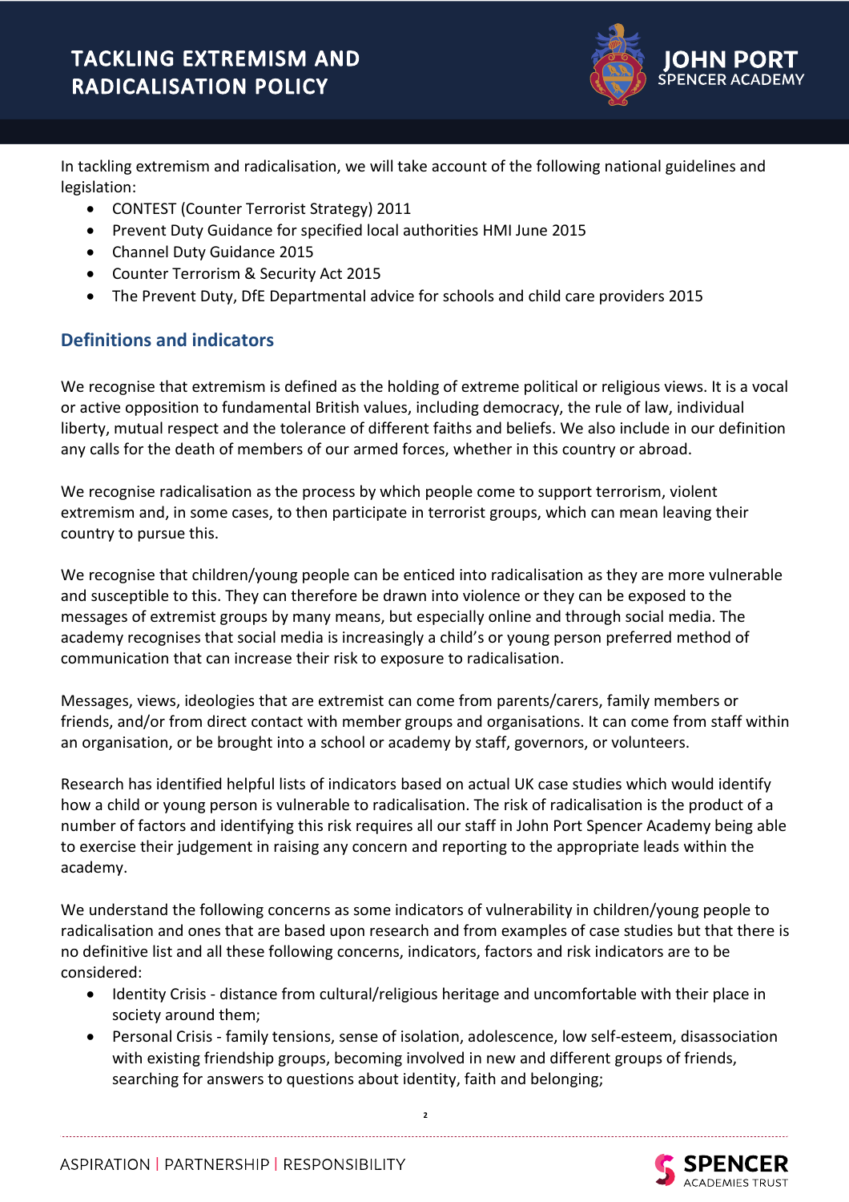In tackling extremism and radicalisation, we will take account of the following national guidelines and legislation:

- CONTEST (Counter Terrorist Strategy) 2011
- Prevent Duty Guidance for specified local authorities HMI June 2015
- Channel Duty Guidance 2015
- Counter Terrorism & Security Act 2015
- The Prevent Duty, DfE Departmental advice for schools and child care providers 2015

## Definitions and indicators

We recognise that extremism is defined as the holding of extreme political or religious views. It is a vocal or active opposition to fundamental British values, including democracy, the rule of law, individual liberty, mutual respect and the tolerance of different faiths and beliefs. We also include in our definition any calls for the death of members of our armed forces, whether in this country or abroad.

We recognise radicalisation as the process by which people come to support terrorism, violent extremism and, in some cases, to then participate in terrorist groups, which can mean leaving their country to pursue this.

We recognise that children/young people can be enticed into radicalisation as they are more vulnerable and susceptible to this. They can therefore be drawn into violence or they can be exposed to the messages of extremist groups by many means, but especially online and through social media. The academy recognises that social media is increasingly a child's or young person preferred method of communication that can increase their risk to exposure to radicalisation.

Messages, views, ideologies that are extremist can come from parents/carers, family members or friends, and/or from direct contact with member groups and organisations. It can come from staff within an organisation, or be brought into a school or academy by staff, governors, or volunteers.

Research has identified helpful lists of indicators based on actual UK case studies which would identify how a child or young person is vulnerable to radicalisation. The risk of radicalisation is the product of a number of factors and identifying this risk requires all our staff in John Port Spencer Academy being able to exercise their judgement in raising any concern and reporting to the appropriate leads within the academy.

We understand the following concerns as some indicators of vulnerability in children/young people to radicalisation and ones that are based upon research and from examples of case studies but that there is no definitive list and all these following concerns, indicators, factors and risk indicators are to be considered:

- Identity Crisis - distance from cultural/religious heritage and uncomfortable with their place in society around them;
- Personal Crisis - family tensions, sense of isolation, adolescence, low self-esteem, disassociation with existing friendship groups, becoming involved in new and different groups of friends, searching for answers to questions about identity, faith and belonging;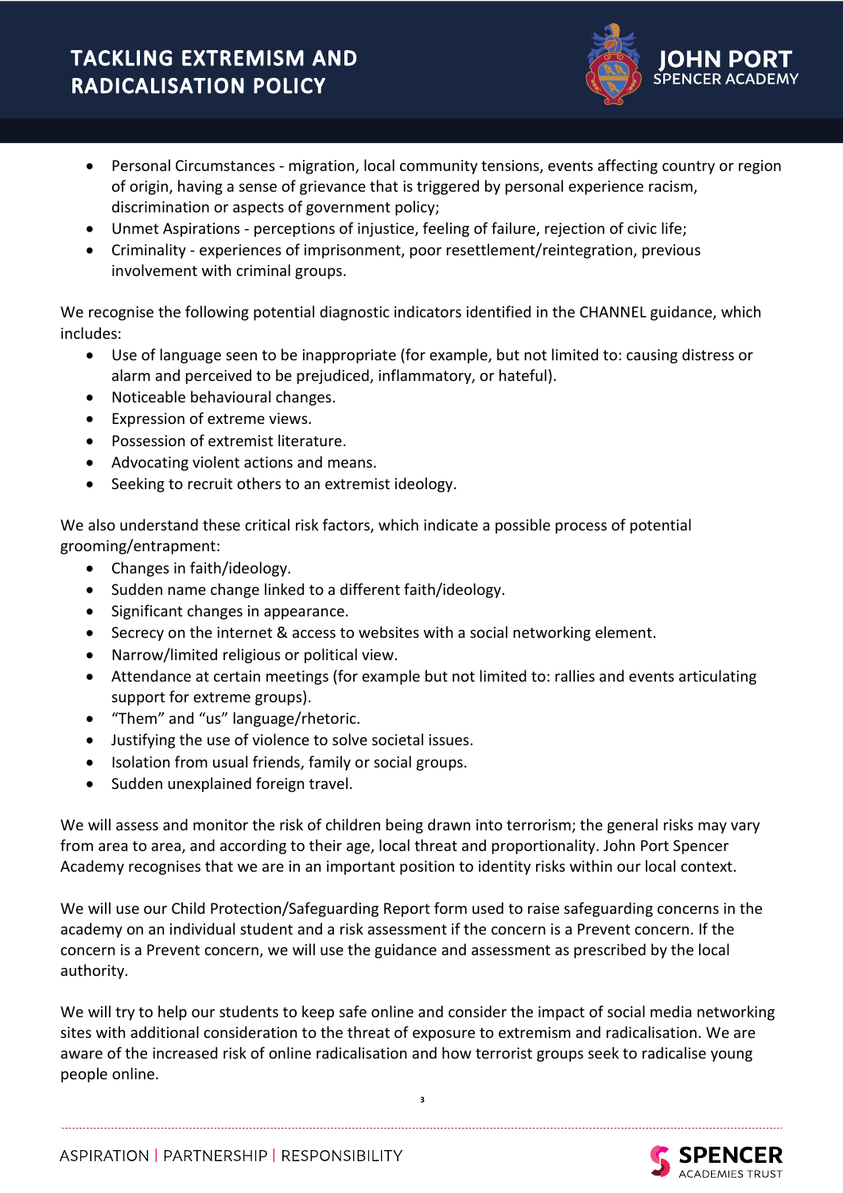- Personal Circumstances - migration, local community tensions, events affecting country or region of origin, having a sense of grievance that is triggered by personal experience racism, discrimination or aspects of government policy;
- Unmet Aspirations - perceptions of injustice, feeling of failure, rejection of civic life;
- Criminality - experiences of imprisonment, poor resettlement/reintegration, previous involvement with criminal groups.

We recognise the following potential diagnostic indicators identified in the CHANNEL guidance, which includes:

- Use of language seen to be inappropriate (for example, but not limited to: causing distress or alarm and perceived to be prejudiced, inflammatory, or hateful).
- Noticeable behavioural changes.
- Expression of extreme views.
- Possession of extremist literature.
- Advocating violent actions and means.
- Seeking to recruit others to an extremist ideology.

We also understand these critical risk factors, which indicate a possible process of potential grooming/entrapment:

- Changes in faith/ideology.
- Sudden name change linked to a different faith/ideology.
- Significant changes in appearance.
- Secrecy on the internet & access to websites with a social networking element.
- Narrow/limited religious or political view.
- Attendance at certain meetings (for example but not limited to: rallies and events articulating support for extreme groups).
- "Them" and "us" language/rhetoric.
- Justifying the use of violence to solve societal issues.
- Isolation from usual friends, family or social groups.
- Sudden unexplained foreign travel.

We will assess and monitor the risk of children being drawn into terrorism; the general risks may vary from area to area, and according to their age, local threat and proportionality. John Port Spencer Academy recognises that we are in an important position to identity risks within our local context.

We will use our Child Protection/Safeguarding Report form used to raise safeguarding concerns in the academy on an individual student and a risk assessment if the concern is a Prevent concern. If the concern is a Prevent concern, we will use the guidance and assessment as prescribed by the local authority.

We will try to help our students to keep safe online and consider the impact of social media networking sites with additional consideration to the threat of exposure to extremism and radicalisation. We are aware of the increased risk of online radicalisation and how terrorist groups seek to radicalise young people online.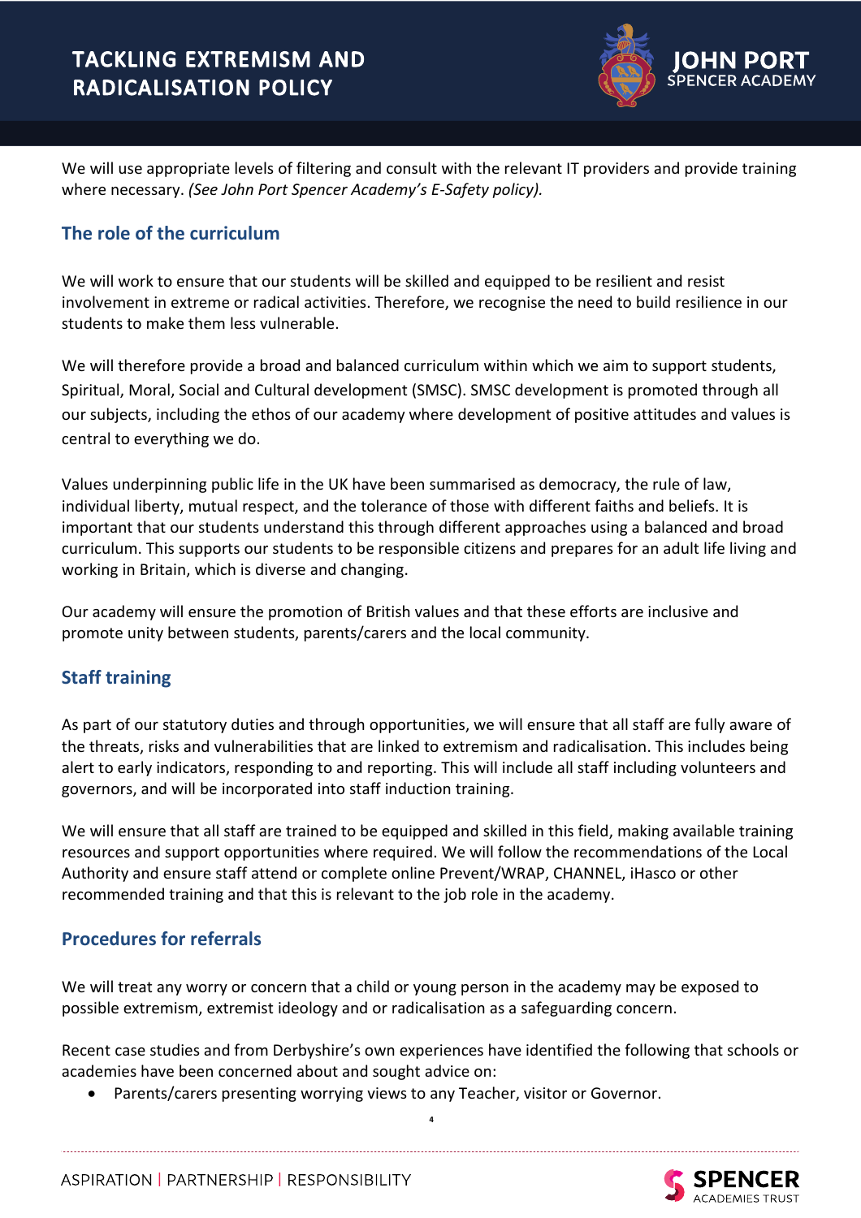We will use appropriate levels of filtering and consult with the relevant IT providers and provide training where necessary. *(See John Port Spencer Academy's E-Safety policy).*

## The role of the curriculum

We will work to ensure that our students will be skilled and equipped to be resilient and resist involvement in extreme or radical activities. Therefore, we recognise the need to build resilience in our students to make them less vulnerable.

We will therefore provide a broad and balanced curriculum within which we aim to support students, Spiritual, Moral, Social and Cultural development (SMSC). SMSC development is promoted through all our subjects, including the ethos of our academy where development of positive attitudes and values is central to everything we do.

Values underpinning public life in the UK have been summarised as democracy, the rule of law, individual liberty, mutual respect, and the tolerance of those with different faiths and beliefs. It is important that our students understand this through different approaches using a balanced and broad curriculum. This supports our students to be responsible citizens and prepares for an adult life living and working in Britain, which is diverse and changing.

Our academy will ensure the promotion of British values and that these efforts are inclusive and promote unity between students, parents/carers and the local community.

## Staff training

As part of our statutory duties and through opportunities, we will ensure that all staff are fully aware of the threats, risks and vulnerabilities that are linked to extremism and radicalisation. This includes being alert to early indicators, responding to and reporting. This will include all staff including volunteers and governors, and will be incorporated into staff induction training.

We will ensure that all staff are trained to be equipped and skilled in this field, making available training resources and support opportunities where required. We will follow the recommendations of the Local Authority and ensure staff attend or complete online Prevent/WRAP, CHANNEL, iHasco or other recommended training and that this is relevant to the job role in the academy.

## Procedures for referrals

We will treat any worry or concern that a child or young person in the academy may be exposed to possible extremism, extremist ideology and or radicalisation as a safeguarding concern.

Recent case studies and from Derbyshire's own experiences have identified the following that schools or academies have been concerned about and sought advice on:

- Parents/carers presenting worrying views to any Teacher, visitor or Governor.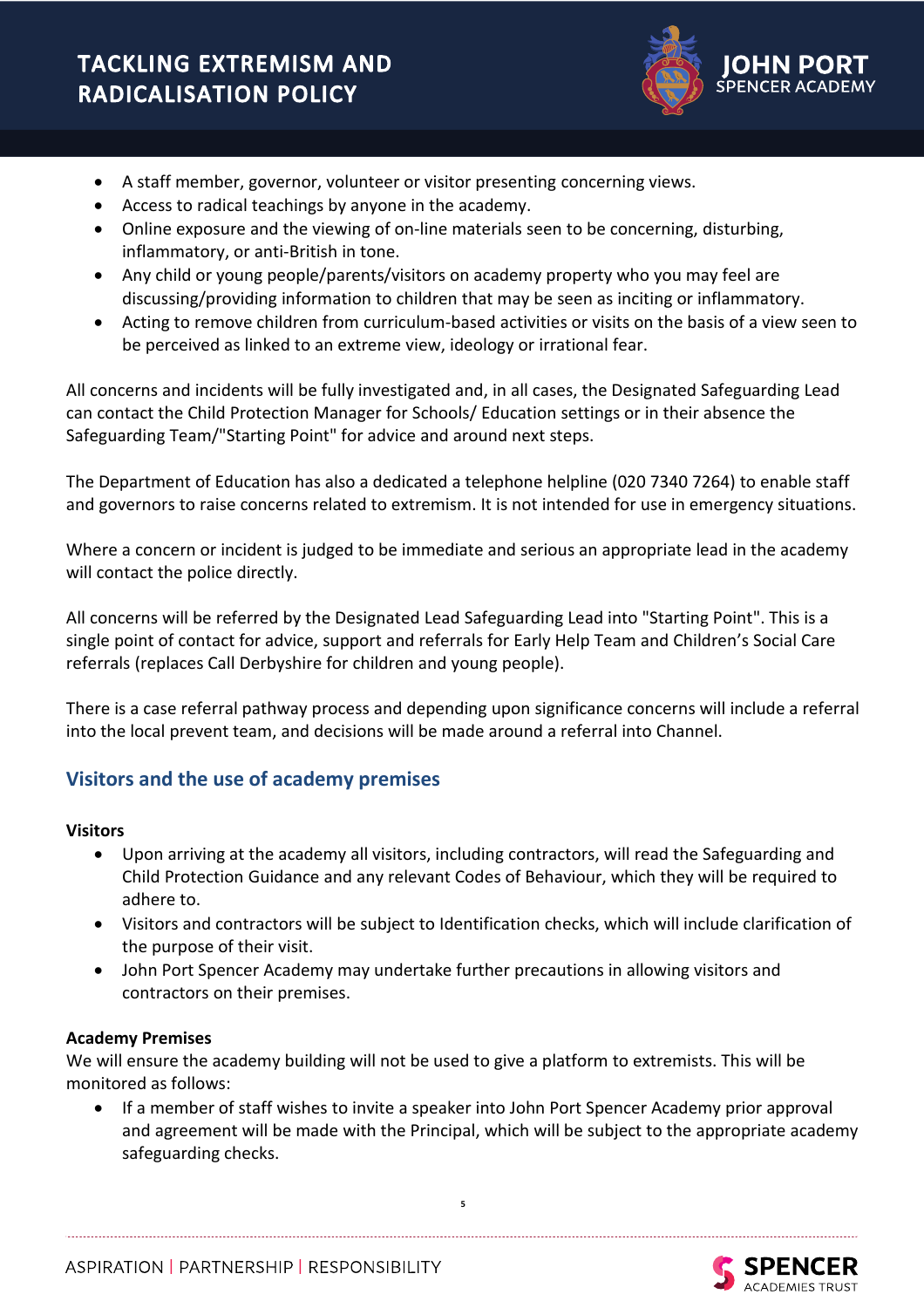- A staff member, governor, volunteer or visitor presenting concerning views.
- Access to radical teachings by anyone in the academy.
- Online exposure and the viewing of on-line materials seen to be concerning, disturbing, inflammatory, or anti-British in tone.
- Any child or young people/parents/visitors on academy property who you may feel are discussing/providing information to children that may be seen as inciting or inflammatory.
- Acting to remove children from curriculum-based activities or visits on the basis of a view seen to be perceived as linked to an extreme view, ideology or irrational fear.

All concerns and incidents will be fully investigated and, in all cases, the Designated Safeguarding Lead can contact the Child Protection Manager for Schools/ Education settings or in their absence the Safeguarding Team/"Starting Point" for advice and around next steps.

The Department of Education has also a dedicated a telephone helpline (020 7340 7264) to enable staff and governors to raise concerns related to extremism. It is not intended for use in emergency situations.

Where a concern or incident is judged to be immediate and serious an appropriate lead in the academy will contact the police directly.

All concerns will be referred by the Designated Lead Safeguarding Lead into "Starting Point". This is a single point of contact for advice, support and referrals for Early Help Team and Children's Social Care referrals (replaces Call Derbyshire for children and young people).

There is a case referral pathway process and depending upon significance concerns will include a referral into the local prevent team, and decisions will be made around a referral into Channel.

## Visitors and the use of academy premises

**Visitors**

- Upon arriving at the academy all visitors, including contractors, will read the Safeguarding and Child Protection Guidance and any relevant Codes of Behaviour, which they will be required to adhere to.
- Visitors and contractors will be subject to Identification checks, which will include clarification of the purpose of their visit.
- John Port Spencer Academy may undertake further precautions in allowing visitors and contractors on their premises.

**Academy Premises**

We will ensure the academy building will not be used to give a platform to extremists. This will be monitored as follows:

- If a member of staff wishes to invite a speaker into John Port Spencer Academy prior approval and agreement will be made with the Principal, which will be subject to the appropriate academy safeguarding checks.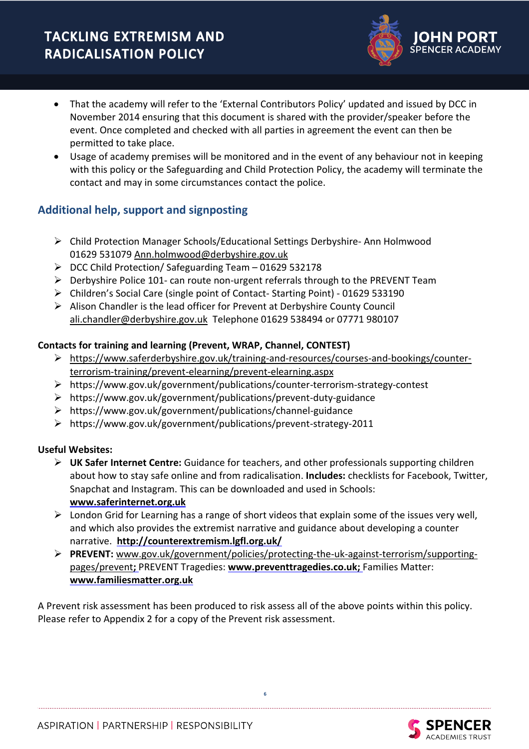- That the academy will refer to the 'External Contributors Policy' updated and issued by DCC in November 2014 ensuring that this document is shared with the provider/speaker before the event. Once completed and checked with all parties in agreement the event can then be permitted to take place.
- Usage of academy premises will be monitored and in the event of any behaviour not in keeping with this policy or the Safeguarding and Child Protection Policy, the academy will terminate the contact and may in some circumstances contact the police.

## Additional help, support and signposting

- Child Protection Manager Schools/Educational Settings Derbyshire- Ann Holmwood 01629 531079 Ann.holmwood@derbyshire.gov.uk
- DCC Child Protection/ Safeguarding Team – 01629 532178
- Derbyshire Police 101- can route non-urgent referrals through to the PREVENT Team
- Children's Social Care (single point of Contact- Starting Point) - 01629 533190
- Alison Chandler is the lead officer for Prevent at Derbyshire County Council ali.chandler@derbyshire.gov.uk Telephone 01629 538494 or 07771 980107

**Contacts for training and learning (Prevent, WRAP, Channel, CONTEST)**

- https://www.saferderbyshire.gov.uk/training-and-resources/courses-and-bookings/counter-terrorism-training/prevent-elearning/prevent-elearning.aspx
- https://www.gov.uk/government/publications/counter-terrorism-strategy-contest
- https://www.gov.uk/government/publications/prevent-duty-guidance
- https://www.gov.uk/government/publications/channel-guidance
- https://www.gov.uk/government/publications/prevent-strategy-2011

**Useful Websites:**

- **UK Safer Internet Centre:** Guidance for teachers, and other professionals supporting children about how to stay safe online and from radicalisation. **Includes:** checklists for Facebook, Twitter, Snapchat and Instagram. This can be downloaded and used in Schools: **www.saferinternet.org.uk**
- London Grid for Learning has a range of short videos that explain some of the issues very well, and which also provides the extremist narrative and guidance about developing a counter narrative. **http://counterextremism.lgfl.org.uk/**
- **PREVENT:** www.gov.uk/government/policies/protecting-the-uk-against-terrorism/supporting-pages/prevent**;** PREVENT Tragedies: **www.preventtragedies.co.uk;** Families Matter: **www.familiesmatter.org.uk**

A Prevent risk assessment has been produced to risk assess all of the above points within this policy. Please refer to Appendix 2 for a copy of the Prevent risk assessment.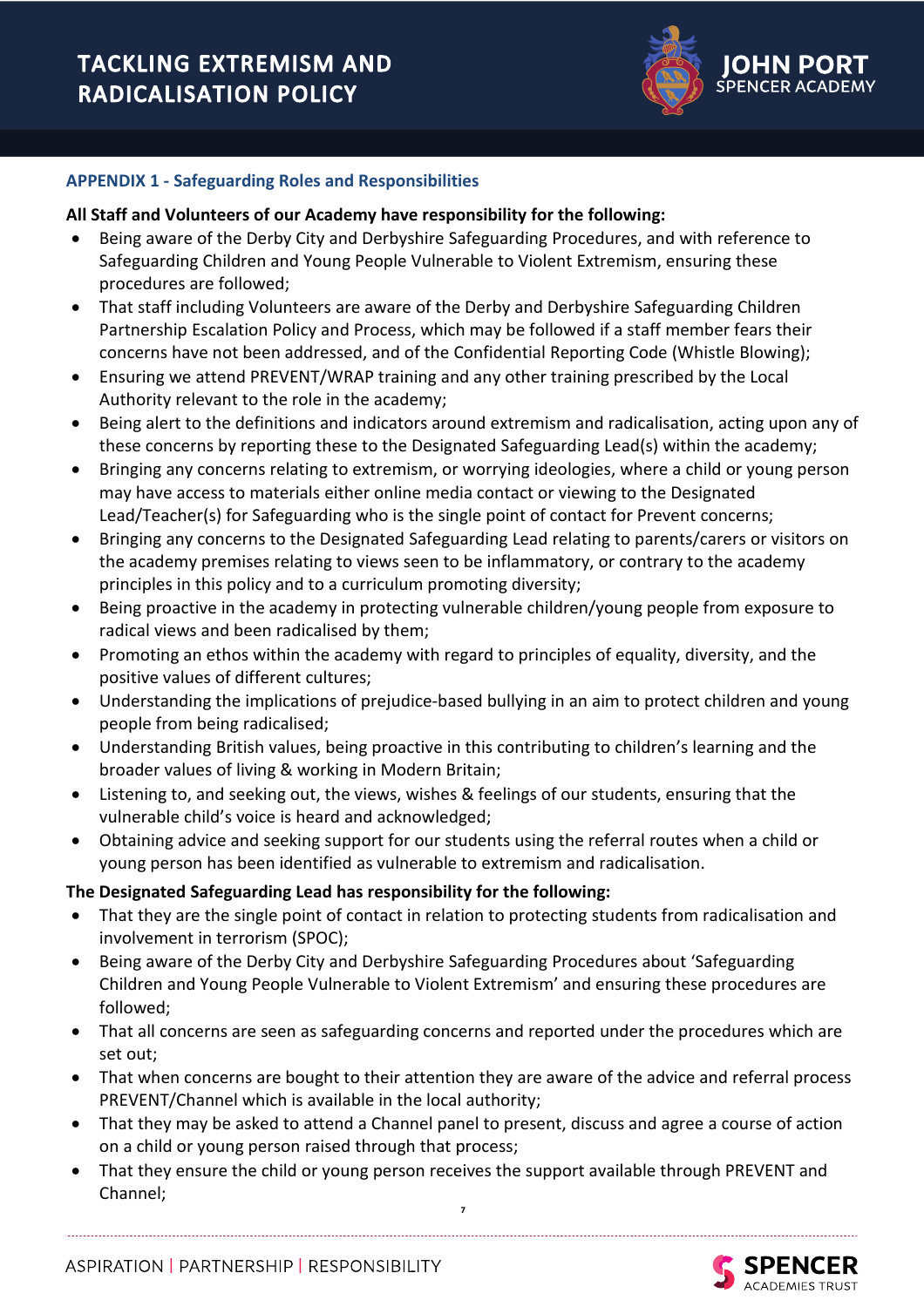## APPENDIX 1 - Safeguarding Roles and Responsibilities

**All Staff and Volunteers of our Academy have responsibility for the following:**

- Being aware of the Derby City and Derbyshire Safeguarding Procedures, and with reference to Safeguarding Children and Young People Vulnerable to Violent Extremism, ensuring these procedures are followed;
- That staff including Volunteers are aware of the Derby and Derbyshire Safeguarding Children Partnership Escalation Policy and Process, which may be followed if a staff member fears their concerns have not been addressed, and of the Confidential Reporting Code (Whistle Blowing);
- Ensuring we attend PREVENT/WRAP training and any other training prescribed by the Local Authority relevant to the role in the academy;
- Being alert to the definitions and indicators around extremism and radicalisation, acting upon any of these concerns by reporting these to the Designated Safeguarding Lead(s) within the academy;
- Bringing any concerns relating to extremism, or worrying ideologies, where a child or young person may have access to materials either online media contact or viewing to the Designated Lead/Teacher(s) for Safeguarding who is the single point of contact for Prevent concerns;
- Bringing any concerns to the Designated Safeguarding Lead relating to parents/carers or visitors on the academy premises relating to views seen to be inflammatory, or contrary to the academy principles in this policy and to a curriculum promoting diversity;
- Being proactive in the academy in protecting vulnerable children/young people from exposure to radical views and been radicalised by them;
- Promoting an ethos within the academy with regard to principles of equality, diversity, and the positive values of different cultures;
- Understanding the implications of prejudice-based bullying in an aim to protect children and young people from being radicalised;
- Understanding British values, being proactive in this contributing to children's learning and the broader values of living & working in Modern Britain;
- Listening to, and seeking out, the views, wishes & feelings of our students, ensuring that the vulnerable child's voice is heard and acknowledged;
- Obtaining advice and seeking support for our students using the referral routes when a child or young person has been identified as vulnerable to extremism and radicalisation.

**The Designated Safeguarding Lead has responsibility for the following:**

- That they are the single point of contact in relation to protecting students from radicalisation and involvement in terrorism (SPOC);
- Being aware of the Derby City and Derbyshire Safeguarding Procedures about 'Safeguarding Children and Young People Vulnerable to Violent Extremism' and ensuring these procedures are followed;
- That all concerns are seen as safeguarding concerns and reported under the procedures which are set out;
- That when concerns are bought to their attention they are aware of the advice and referral process PREVENT/Channel which is available in the local authority;
- That they may be asked to attend a Channel panel to present, discuss and agree a course of action on a child or young person raised through that process;
- That they ensure the child or young person receives the support available through PREVENT and Channel;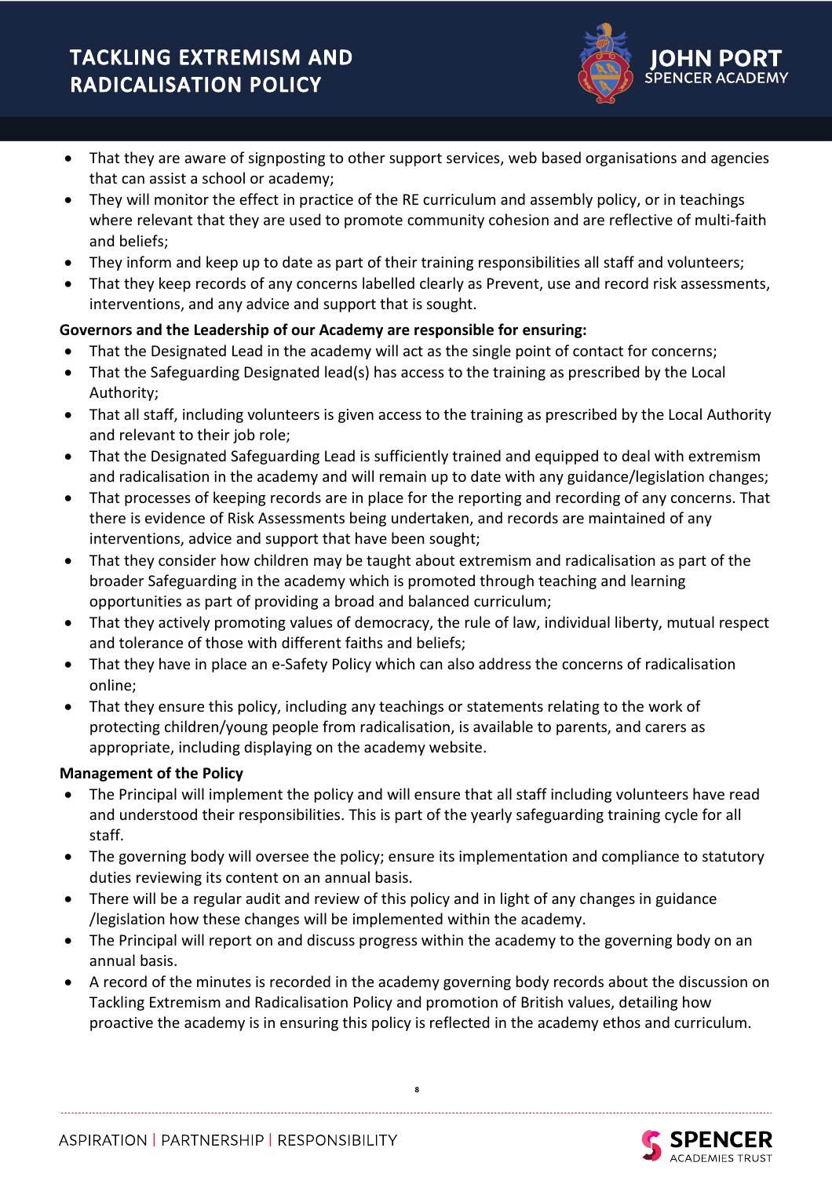- That they are aware of signposting to other support services, web based organisations and agencies that can assist a school or academy;
- They will monitor the effect in practice of the RE curriculum and assembly policy, or in teachings where relevant that they are used to promote community cohesion and are reflective of multi-faith and beliefs;
- They inform and keep up to date as part of their training responsibilities all staff and volunteers;
- That they keep records of any concerns labelled clearly as Prevent, use and record risk assessments, interventions, and any advice and support that is sought.

**Governors and the Leadership of our Academy are responsible for ensuring:**

- That the Designated Lead in the academy will act as the single point of contact for concerns;
- That the Safeguarding Designated lead(s) has access to the training as prescribed by the Local Authority;
- That all staff, including volunteers is given access to the training as prescribed by the Local Authority and relevant to their job role;
- That the Designated Safeguarding Lead is sufficiently trained and equipped to deal with extremism and radicalisation in the academy and will remain up to date with any guidance/legislation changes;
- That processes of keeping records are in place for the reporting and recording of any concerns. That there is evidence of Risk Assessments being undertaken, and records are maintained of any interventions, advice and support that have been sought;
- That they consider how children may be taught about extremism and radicalisation as part of the broader Safeguarding in the academy which is promoted through teaching and learning opportunities as part of providing a broad and balanced curriculum;
- That they actively promoting values of democracy, the rule of law, individual liberty, mutual respect and tolerance of those with different faiths and beliefs;
- That they have in place an e-Safety Policy which can also address the concerns of radicalisation online;
- That they ensure this policy, including any teachings or statements relating to the work of protecting children/young people from radicalisation, is available to parents, and carers as appropriate, including displaying on the academy website.

**Management of the Policy**

- The Principal will implement the policy and will ensure that all staff including volunteers have read and understood their responsibilities. This is part of the yearly safeguarding training cycle for all staff.
- The governing body will oversee the policy; ensure its implementation and compliance to statutory duties reviewing its content on an annual basis.
- There will be a regular audit and review of this policy and in light of any changes in guidance /legislation how these changes will be implemented within the academy.
- The Principal will report on and discuss progress within the academy to the governing body on an annual basis.
- A record of the minutes is recorded in the academy governing body records about the discussion on Tackling Extremism and Radicalisation Policy and promotion of British values, detailing how proactive the academy is in ensuring this policy is reflected in the academy ethos and curriculum.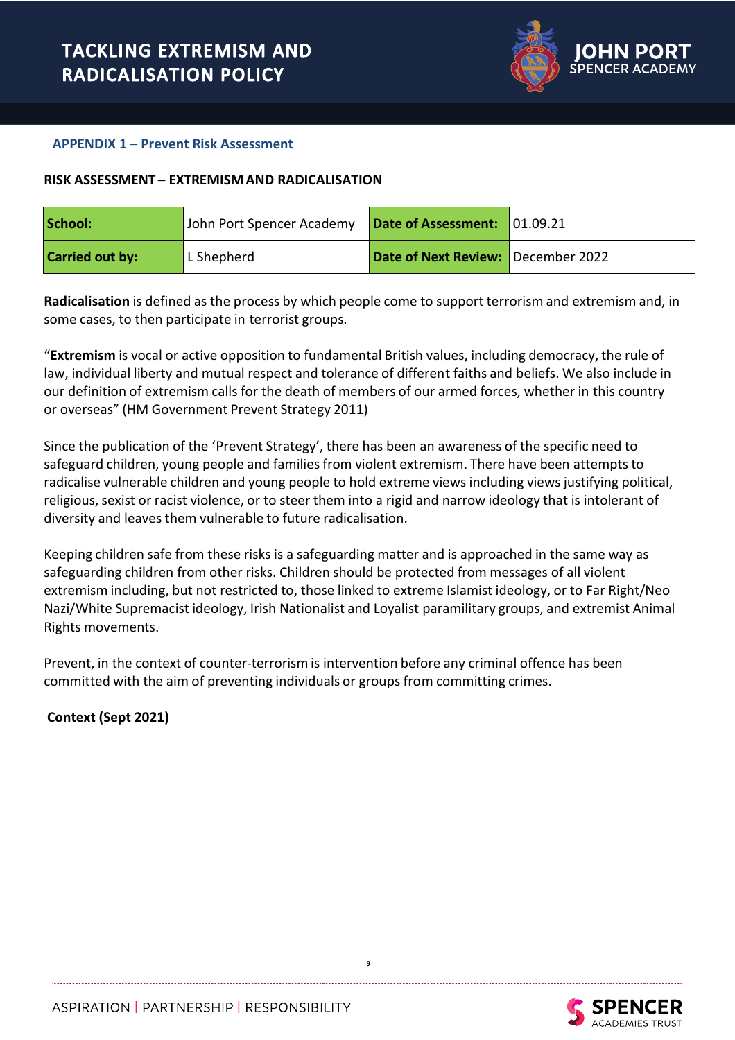### APPENDIX 1 – Prevent Risk Assessment

**RISK ASSESSMENT – EXTREMISM AND RADICALISATION**

| **School:** | John Port Spencer Academy | **Date of Assessment:** | 01.09.21 |
|---|---|---|---|
| **Carried out by:** | L Shepherd | **Date of Next Review:** | December 2022 |

**Radicalisation** is defined as the process by which people come to support terrorism and extremism and, in some cases, to then participate in terrorist groups.

“**Extremism** is vocal or active opposition to fundamental British values, including democracy, the rule of law, individual liberty and mutual respect and tolerance of different faiths and beliefs. We also include in our definition of extremism calls for the death of members of our armed forces, whether in this country or overseas” (HM Government Prevent Strategy 2011)

Since the publication of the ‘Prevent Strategy’, there has been an awareness of the specific need to safeguard children, young people and families from violent extremism. There have been attempts to radicalise vulnerable children and young people to hold extreme views including views justifying political, religious, sexist or racist violence, or to steer them into a rigid and narrow ideology that is intolerant of diversity and leaves them vulnerable to future radicalisation.

Keeping children safe from these risks is a safeguarding matter and is approached in the same way as safeguarding children from other risks. Children should be protected from messages of all violent extremism including, but not restricted to, those linked to extreme Islamist ideology, or to Far Right/Neo Nazi/White Supremacist ideology, Irish Nationalist and Loyalist paramilitary groups, and extremist Animal Rights movements.

Prevent, in the context of counter-terrorism is intervention before any criminal offence has been committed with the aim of preventing individuals or groups from committing crimes.

**Context (Sept 2021)**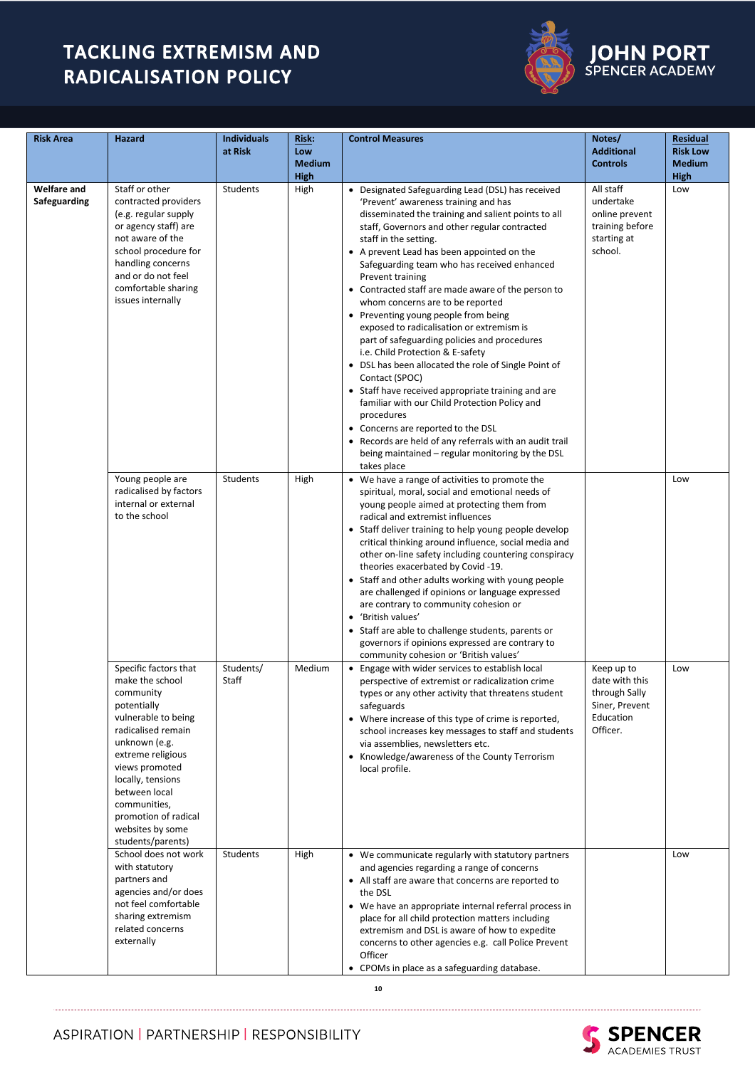| Risk Area | Hazard | Individuals at Risk | Risk: Low Medium High | Control Measures | Notes/ Additional Controls | Residual Risk Low Medium High |
|---|---|---|---|---|---|---|
| **Welfare and Safeguarding** | Staff or other contracted providers (e.g. regular supply or agency staff) are not aware of the school procedure for handling concerns and or do not feel comfortable sharing issues internally | Students | High | • Designated Safeguarding Lead (DSL) has received 'Prevent' awareness training and has disseminated the training and salient points to all staff, Governors and other regular contracted staff in the setting.<br>• A prevent Lead has been appointed on the Safeguarding team who has received enhanced Prevent training<br>• Contracted staff are made aware of the person to whom concerns are to be reported<br>• Preventing young people from being exposed to radicalisation or extremism is part of safeguarding policies and procedures i.e. Child Protection & E-safety<br>• DSL has been allocated the role of Single Point of Contact (SPOC)<br>• Staff have received appropriate training and are familiar with our Child Protection Policy and procedures<br>• Concerns are reported to the DSL<br>• Records are held of any referrals with an audit trail being maintained – regular monitoring by the DSL takes place | All staff undertake online prevent training before starting at school. | Low |
| | Young people are radicalised by factors internal or external to the school | Students | High | • We have a range of activities to promote the spiritual, moral, social and emotional needs of young people aimed at protecting them from radical and extremist influences<br>• Staff deliver training to help young people develop critical thinking around influence, social media and other on-line safety including countering conspiracy theories exacerbated by Covid -19.<br>• Staff and other adults working with young people are challenged if opinions or language expressed are contrary to community cohesion or<br>• 'British values'<br>• Staff are able to challenge students, parents or governors if opinions expressed are contrary to community cohesion or 'British values' | | Low |
| | Specific factors that make the school community potentially vulnerable to being radicalised remain unknown (e.g. extreme religious views promoted locally, tensions between local communities, promotion of radical websites by some students/parents) | Students/ Staff | Medium | • Engage with wider services to establish local perspective of extremist or radicalization crime types or any other activity that threatens student safeguards<br>• Where increase of this type of crime is reported, school increases key messages to staff and students via assemblies, newsletters etc.<br>• Knowledge/awareness of the County Terrorism local profile. | Keep up to date with this through Sally Siner, Prevent Education Officer. | Low |
| | School does not work with statutory partners and agencies and/or does not feel comfortable sharing extremism related concerns externally | Students | High | • We communicate regularly with statutory partners and agencies regarding a range of concerns<br>• All staff are aware that concerns are reported to the DSL<br>• We have an appropriate internal referral process in place for all child protection matters including extremism and DSL is aware of how to expedite concerns to other agencies e.g. call Police Prevent Officer<br>• CPOMs in place as a safeguarding database. | | Low |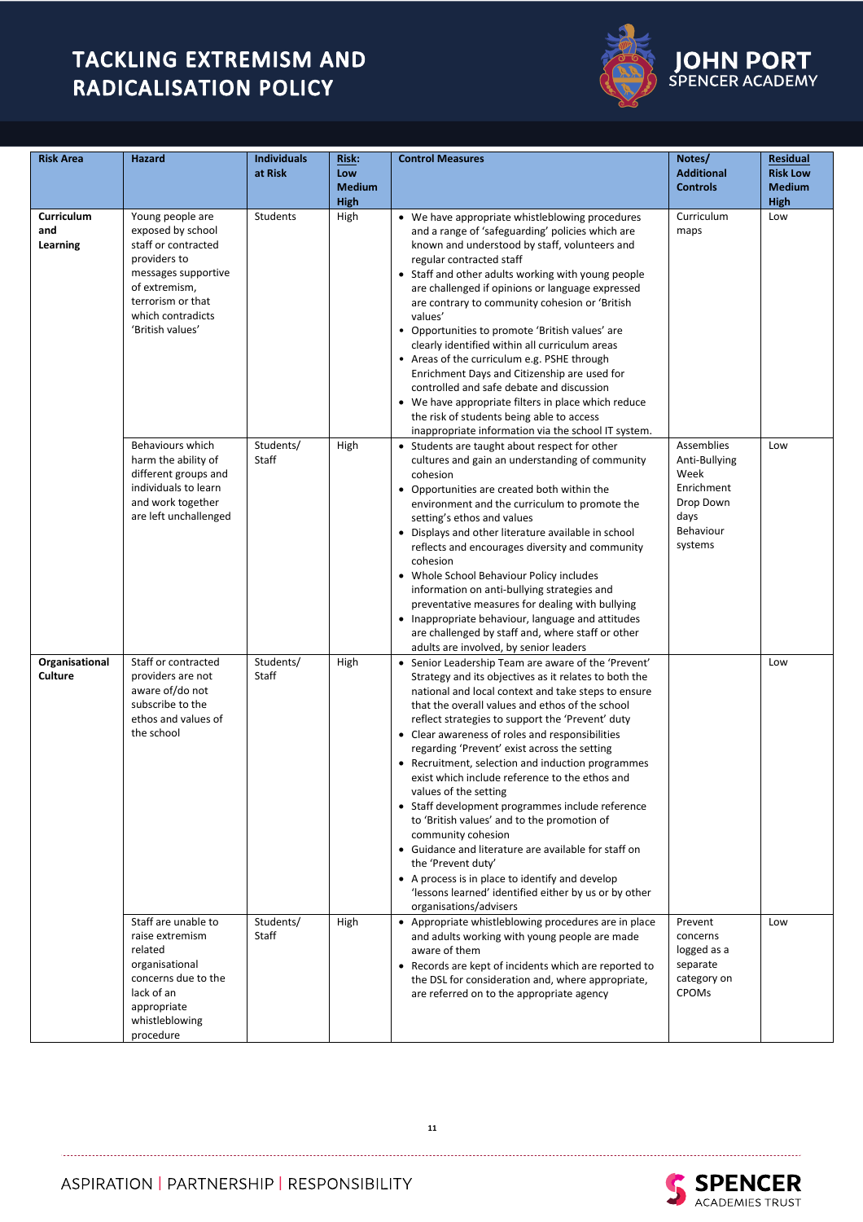| Risk Area | Hazard | Individuals at Risk | Risk: Low Medium High | Control Measures | Notes/ Additional Controls | Residual Risk Low Medium High |
|---|---|---|---|---|---|---|
| **Curriculum and Learning** | Young people are exposed by school staff or contracted providers to messages supportive of extremism, terrorism or that which contradicts 'British values' | Students | High | • We have appropriate whistleblowing procedures and a range of 'safeguarding' policies which are known and understood by staff, volunteers and regular contracted staff<br>• Staff and other adults working with young people are challenged if opinions or language expressed are contrary to community cohesion or 'British values'<br>• Opportunities to promote 'British values' are clearly identified within all curriculum areas<br>• Areas of the curriculum e.g. PSHE through Enrichment Days and Citizenship are used for controlled and safe debate and discussion<br>• We have appropriate filters in place which reduce the risk of students being able to access inappropriate information via the school IT system. | Curriculum maps | Low |
| | Behaviours which harm the ability of different groups and individuals to learn and work together are left unchallenged | Students/ Staff | High | • Students are taught about respect for other cultures and gain an understanding of community cohesion<br>• Opportunities are created both within the environment and the curriculum to promote the setting's ethos and values<br>• Displays and other literature available in school reflects and encourages diversity and community cohesion<br>• Whole School Behaviour Policy includes information on anti-bullying strategies and preventative measures for dealing with bullying<br>• Inappropriate behaviour, language and attitudes are challenged by staff and, where staff or other adults are involved, by senior leaders | Assemblies<br>Anti-Bullying Week<br>Enrichment Drop Down days<br>Behaviour systems | Low |
| **Organisational Culture** | Staff or contracted providers are not aware of/do not subscribe to the ethos and values of the school | Students/ Staff | High | • Senior Leadership Team are aware of the 'Prevent' Strategy and its objectives as it relates to both the national and local context and take steps to ensure that the overall values and ethos of the school reflect strategies to support the 'Prevent' duty<br>• Clear awareness of roles and responsibilities regarding 'Prevent' exist across the setting<br>• Recruitment, selection and induction programmes exist which include reference to the ethos and values of the setting<br>• Staff development programmes include reference to 'British values' and to the promotion of community cohesion<br>• Guidance and literature are available for staff on the 'Prevent duty'<br>• A process is in place to identify and develop 'lessons learned' identified either by us or by other organisations/advisers | | Low |
| | Staff are unable to raise extremism related organisational concerns due to the lack of an appropriate whistleblowing procedure | Students/ Staff | High | • Appropriate whistleblowing procedures are in place and adults working with young people are made aware of them<br>• Records are kept of incidents which are reported to the DSL for consideration and, where appropriate, are referred on to the appropriate agency | Prevent concerns logged as a separate category on CPOMs | Low |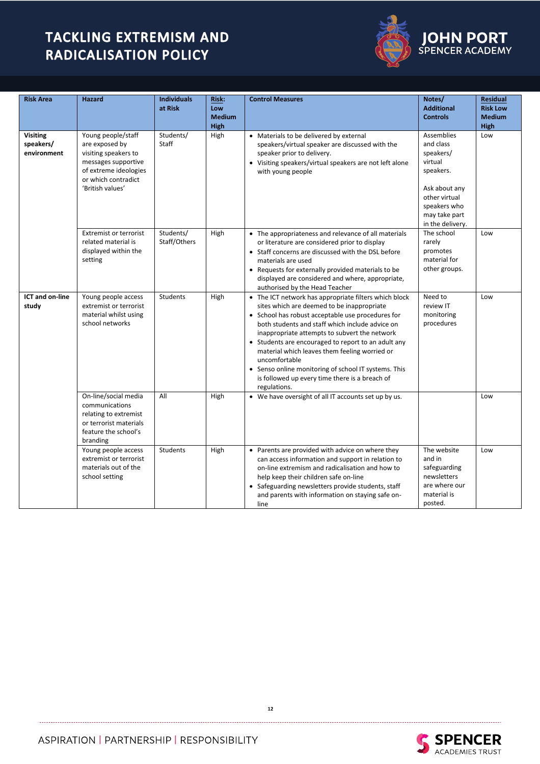| Risk Area | Hazard | Individuals at Risk | Risk: Low Medium High | Control Measures | Notes/ Additional Controls | Residual Risk Low Medium High |
|---|---|---|---|---|---|---|
| **Visiting speakers/ environment** | Young people/staff are exposed by visiting speakers to messages supportive of extreme ideologies or which contradict 'British values' | Students/ Staff | High | • Materials to be delivered by external speakers/virtual speaker are discussed with the speaker prior to delivery. <br> • Visiting speakers/virtual speakers are not left alone with young people | Assemblies and class speakers/ virtual speakers. <br><br> Ask about any other virtual speakers who may take part in the delivery. | Low |
| | Extremist or terrorist related material is displayed within the setting | Students/ Staff/Others | High | • The appropriateness and relevance of all materials or literature are considered prior to display <br> • Staff concerns are discussed with the DSL before materials are used <br> • Requests for externally provided materials to be displayed are considered and where, appropriate, authorised by the Head Teacher | The school rarely promotes material for other groups. | Low |
| **ICT and on-line study** | Young people access extremist or terrorist material whilst using school networks | Students | High | • The ICT network has appropriate filters which block sites which are deemed to be inappropriate <br> • School has robust acceptable use procedures for both students and staff which include advice on inappropriate attempts to subvert the network <br> • Students are encouraged to report to an adult any material which leaves them feeling worried or uncomfortable <br> • Senso online monitoring of school IT systems. This is followed up every time there is a breach of regulations. | Need to review IT monitoring procedures | Low |
| | On-line/social media communications relating to extremist or terrorist materials feature the school's branding | All | High | • We have oversight of all IT accounts set up by us. | | Low |
| | Young people access extremist or terrorist materials out of the school setting | Students | High | • Parents are provided with advice on where they can access information and support in relation to on-line extremism and radicalisation and how to help keep their children safe on-line <br> • Safeguarding newsletters provide students, staff and parents with information on staying safe on-line | The website and in safeguarding newsletters are where our material is posted. | Low |